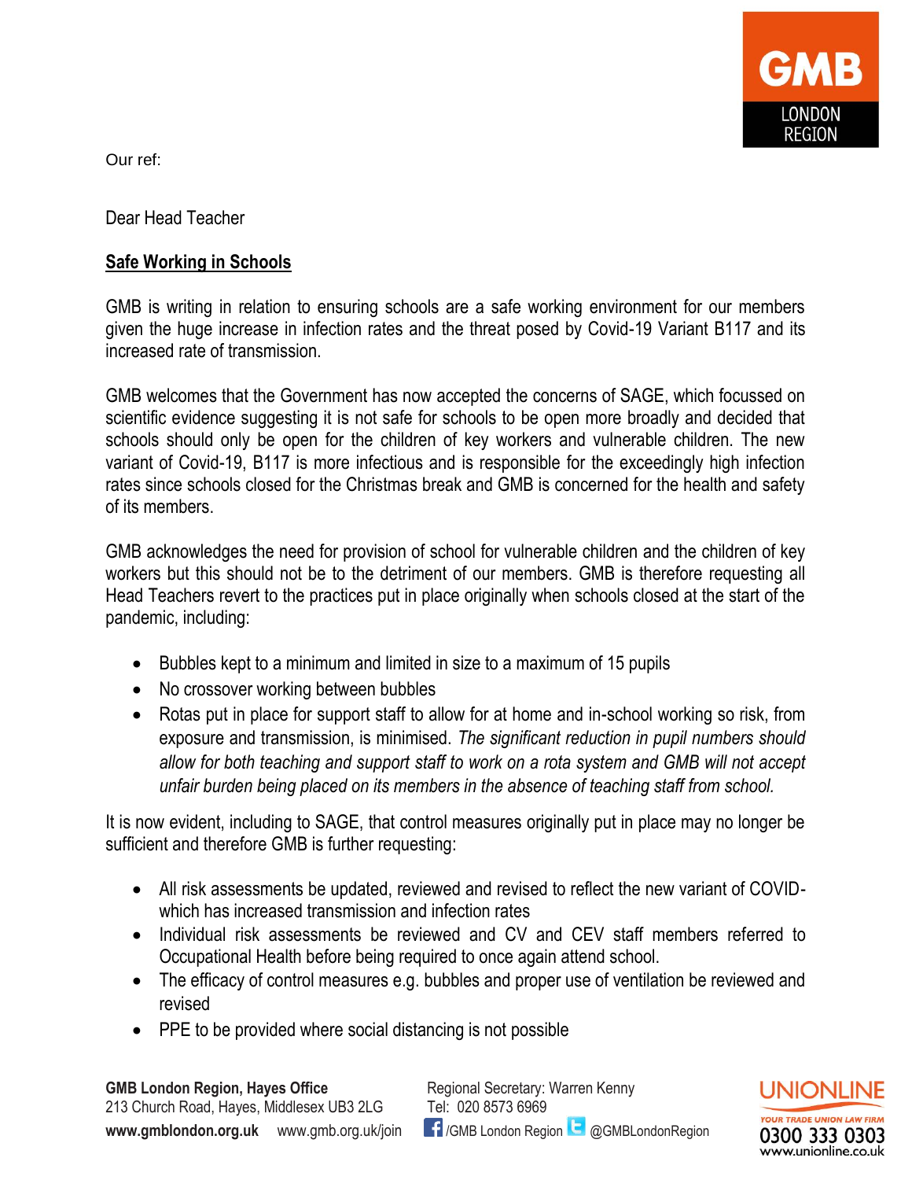GMB LONDON REGION

Our ref:

Dear Head Teacher

**Safe Working in Schools**

GMB is writing in relation to ensuring schools are a safe working environment for our members given the huge increase in infection rates and the threat posed by Covid-19 Variant B117 and its increased rate of transmission.

GMB welcomes that the Government has now accepted the concerns of SAGE, which focussed on scientific evidence suggesting it is not safe for schools to be open more broadly and decided that schools should only be open for the children of key workers and vulnerable children. The new variant of Covid-19, B117 is more infectious and is responsible for the exceedingly high infection rates since schools closed for the Christmas break and GMB is concerned for the health and safety of its members.

GMB acknowledges the need for provision of school for vulnerable children and the children of key workers but this should not be to the detriment of our members. GMB is therefore requesting all Head Teachers revert to the practices put in place originally when schools closed at the start of the pandemic, including:

- Bubbles kept to a minimum and limited in size to a maximum of 15 pupils
- No crossover working between bubbles
- Rotas put in place for support staff to allow for at home and in-school working so risk, from exposure and transmission, is minimised. *The significant reduction in pupil numbers should allow for both teaching and support staff to work on a rota system and GMB will not accept unfair burden being placed on its members in the absence of teaching staff from school.*

It is now evident, including to SAGE, that control measures originally put in place may no longer be sufficient and therefore GMB is further requesting:

- All risk assessments be updated, reviewed and revised to reflect the new variant of COVID- which has increased transmission and infection rates
- Individual risk assessments be reviewed and CV and CEV staff members referred to Occupational Health before being required to once again attend school.
- The efficacy of control measures e.g. bubbles and proper use of ventilation be reviewed and revised
- PPE to be provided where social distancing is not possible

**GMB London Region, Hayes Office**
213 Church Road, Hayes, Middlesex UB3 2LG
**www.gmblondon.org.uk** www.gmb.org.uk/join

Regional Secretary: Warren Kenny
Tel: 020 8573 6969
/GMB London Region @GMBLondonRegion

UNIONLINE
YOUR TRADE UNION LAW FIRM
0300 333 0303
www.unionline.co.uk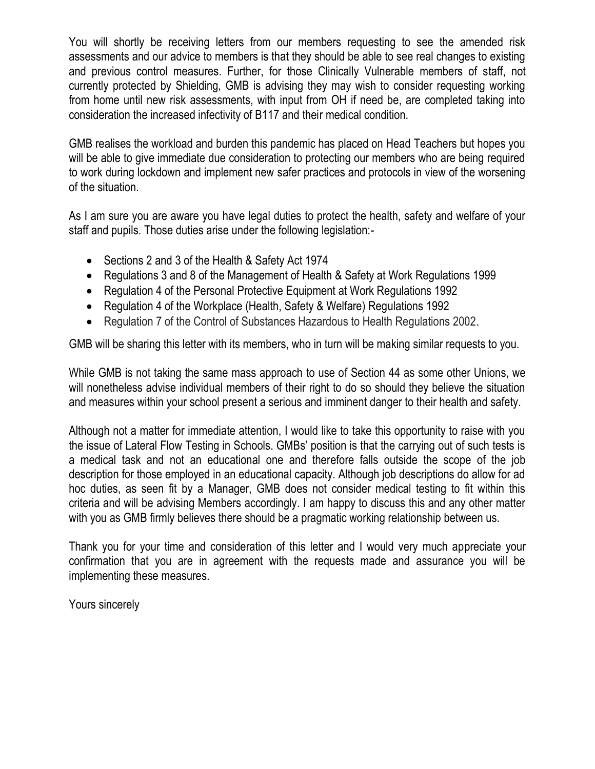You will shortly be receiving letters from our members requesting to see the amended risk assessments and our advice to members is that they should be able to see real changes to existing and previous control measures. Further, for those Clinically Vulnerable members of staff, not currently protected by Shielding, GMB is advising they may wish to consider requesting working from home until new risk assessments, with input from OH if need be, are completed taking into consideration the increased infectivity of B117 and their medical condition.

GMB realises the workload and burden this pandemic has placed on Head Teachers but hopes you will be able to give immediate due consideration to protecting our members who are being required to work during lockdown and implement new safer practices and protocols in view of the worsening of the situation.

As I am sure you are aware you have legal duties to protect the health, safety and welfare of your staff and pupils. Those duties arise under the following legislation:-

- Sections 2 and 3 of the Health & Safety Act 1974
- Regulations 3 and 8 of the Management of Health & Safety at Work Regulations 1999
- Regulation 4 of the Personal Protective Equipment at Work Regulations 1992
- Regulation 4 of the Workplace (Health, Safety & Welfare) Regulations 1992
- Regulation 7 of the Control of Substances Hazardous to Health Regulations 2002.

GMB will be sharing this letter with its members, who in turn will be making similar requests to you.

While GMB is not taking the same mass approach to use of Section 44 as some other Unions, we will nonetheless advise individual members of their right to do so should they believe the situation and measures within your school present a serious and imminent danger to their health and safety.

Although not a matter for immediate attention, I would like to take this opportunity to raise with you the issue of Lateral Flow Testing in Schools. GMBs' position is that the carrying out of such tests is a medical task and not an educational one and therefore falls outside the scope of the job description for those employed in an educational capacity. Although job descriptions do allow for ad hoc duties, as seen fit by a Manager, GMB does not consider medical testing to fit within this criteria and will be advising Members accordingly. I am happy to discuss this and any other matter with you as GMB firmly believes there should be a pragmatic working relationship between us.

Thank you for your time and consideration of this letter and I would very much appreciate your confirmation that you are in agreement with the requests made and assurance you will be implementing these measures.

Yours sincerely